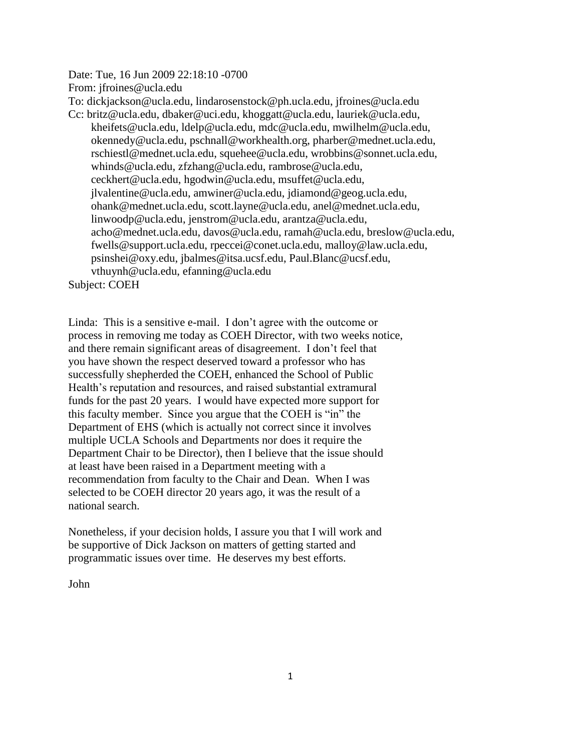Date: Tue, 16 Jun 2009 22:18:10 -0700
From: jfroines@ucla.edu
To: dickjackson@ucla.edu, lindarosenstock@ph.ucla.edu, jfroines@ucla.edu
Cc: britz@ucla.edu, dbaker@uci.edu, khoggatt@ucla.edu, lauriek@ucla.edu, kheifets@ucla.edu, ldelp@ucla.edu, mdc@ucla.edu, mwilhelm@ucla.edu, okennedy@ucla.edu, pschnall@workhealth.org, pharber@mednet.ucla.edu, rschiestl@mednet.ucla.edu, squehee@ucla.edu, wrobbins@sonnet.ucla.edu, whinds@ucla.edu, zfzhang@ucla.edu, rambrose@ucla.edu, ceckhert@ucla.edu, hgodwin@ucla.edu, msuffet@ucla.edu, jlvalentine@ucla.edu, amwiner@ucla.edu, jdiamond@geog.ucla.edu, ohank@mednet.ucla.edu, scott.layne@ucla.edu, anel@mednet.ucla.edu, linwoodp@ucla.edu, jenstrom@ucla.edu, arantza@ucla.edu, acho@mednet.ucla.edu, davos@ucla.edu, ramah@ucla.edu, breslow@ucla.edu, fwells@support.ucla.edu, rpeccei@conet.ucla.edu, malloy@law.ucla.edu, psinshei@oxy.edu, jbalmes@itsa.ucsf.edu, Paul.Blanc@ucsf.edu, vthuynh@ucla.edu, efanning@ucla.edu
Subject: COEH

Linda: This is a sensitive e-mail. I don't agree with the outcome or process in removing me today as COEH Director, with two weeks notice, and there remain significant areas of disagreement. I don't feel that you have shown the respect deserved toward a professor who has successfully shepherded the COEH, enhanced the School of Public Health's reputation and resources, and raised substantial extramural funds for the past 20 years. I would have expected more support for this faculty member. Since you argue that the COEH is "in" the Department of EHS (which is actually not correct since it involves multiple UCLA Schools and Departments nor does it require the Department Chair to be Director), then I believe that the issue should at least have been raised in a Department meeting with a recommendation from faculty to the Chair and Dean. When I was selected to be COEH director 20 years ago, it was the result of a national search.

Nonetheless, if your decision holds, I assure you that I will work and be supportive of Dick Jackson on matters of getting started and programmatic issues over time. He deserves my best efforts.

John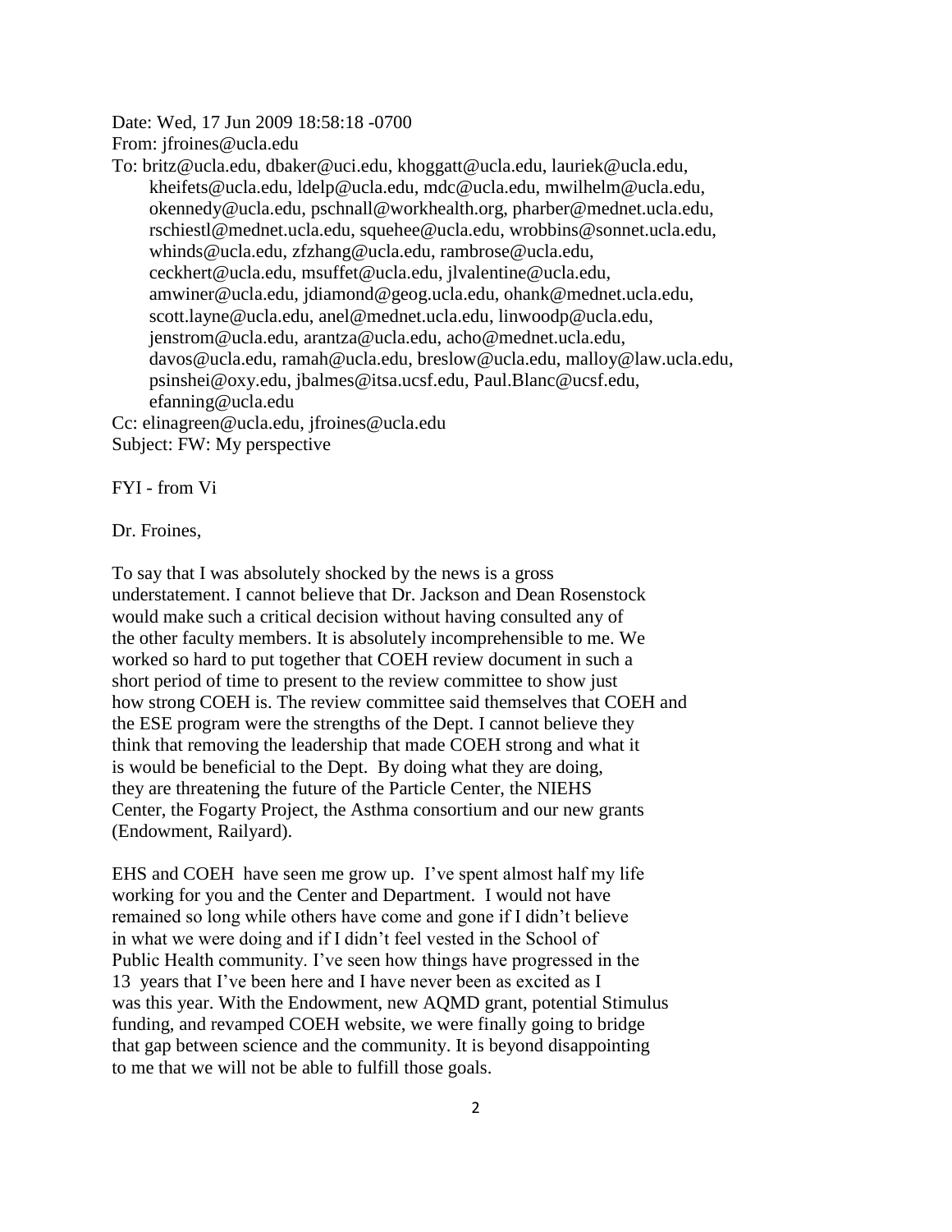Date: Wed, 17 Jun 2009 18:58:18 -0700
From: jfroines@ucla.edu
To: britz@ucla.edu, dbaker@uci.edu, khoggatt@ucla.edu, lauriek@ucla.edu, kheifets@ucla.edu, ldelp@ucla.edu, mdc@ucla.edu, mwilhelm@ucla.edu, okennedy@ucla.edu, pschnall@workhealth.org, pharber@mednet.ucla.edu, rschiestl@mednet.ucla.edu, squehee@ucla.edu, wrobbins@sonnet.ucla.edu, whinds@ucla.edu, zfzhang@ucla.edu, rambrose@ucla.edu, ceckhert@ucla.edu, msuffet@ucla.edu, jlvalentine@ucla.edu, amwiner@ucla.edu, jdiamond@geog.ucla.edu, ohank@mednet.ucla.edu, scott.layne@ucla.edu, anel@mednet.ucla.edu, linwoodp@ucla.edu, jenstrom@ucla.edu, arantza@ucla.edu, acho@mednet.ucla.edu, davos@ucla.edu, ramah@ucla.edu, breslow@ucla.edu, malloy@law.ucla.edu, psinshei@oxy.edu, jbalmes@itsa.ucsf.edu, Paul.Blanc@ucsf.edu, efanning@ucla.edu
Cc: elinagreen@ucla.edu, jfroines@ucla.edu
Subject: FW: My perspective

FYI - from Vi

Dr. Froines,

To say that I was absolutely shocked by the news is a gross understatement. I cannot believe that Dr. Jackson and Dean Rosenstock would make such a critical decision without having consulted any of the other faculty members. It is absolutely incomprehensible to me. We worked so hard to put together that COEH review document in such a short period of time to present to the review committee to show just how strong COEH is. The review committee said themselves that COEH and the ESE program were the strengths of the Dept. I cannot believe they think that removing the leadership that made COEH strong and what it is would be beneficial to the Dept. By doing what they are doing, they are threatening the future of the Particle Center, the NIEHS Center, the Fogarty Project, the Asthma consortium and our new grants (Endowment, Railyard).

EHS and COEH have seen me grow up. I've spent almost half my life working for you and the Center and Department. I would not have remained so long while others have come and gone if I didn't believe in what we were doing and if I didn't feel vested in the School of Public Health community. I've seen how things have progressed in the 13 years that I've been here and I have never been as excited as I was this year. With the Endowment, new AQMD grant, potential Stimulus funding, and revamped COEH website, we were finally going to bridge that gap between science and the community. It is beyond disappointing to me that we will not be able to fulfill those goals.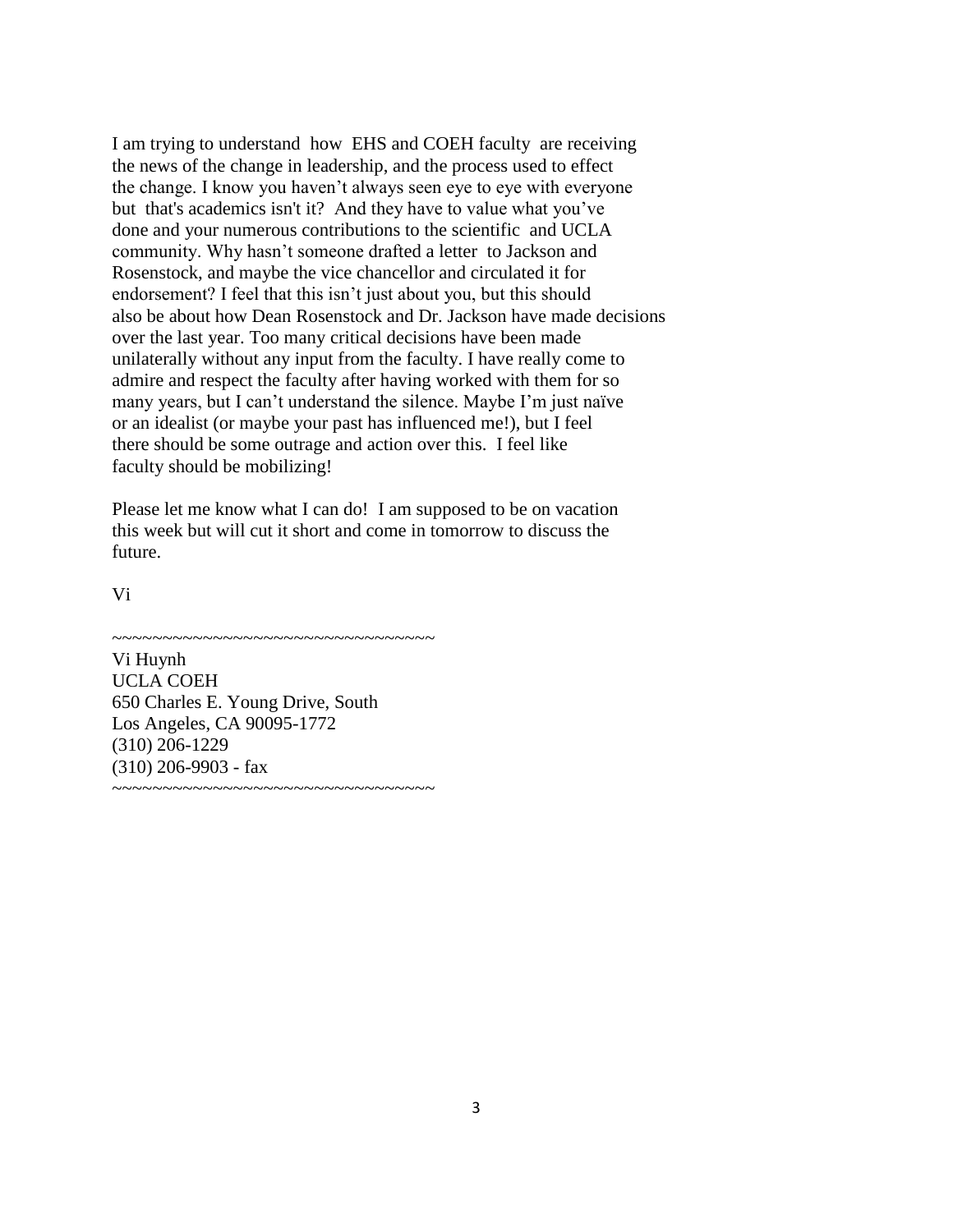I am trying to understand how EHS and COEH faculty are receiving the news of the change in leadership, and the process used to effect the change. I know you haven't always seen eye to eye with everyone but that's academics isn't it? And they have to value what you've done and your numerous contributions to the scientific and UCLA community. Why hasn't someone drafted a letter to Jackson and Rosenstock, and maybe the vice chancellor and circulated it for endorsement? I feel that this isn't just about you, but this should also be about how Dean Rosenstock and Dr. Jackson have made decisions over the last year. Too many critical decisions have been made unilaterally without any input from the faculty. I have really come to admire and respect the faculty after having worked with them for so many years, but I can't understand the silence. Maybe I'm just naïve or an idealist (or maybe your past has influenced me!), but I feel there should be some outrage and action over this. I feel like faculty should be mobilizing!

Please let me know what I can do! I am supposed to be on vacation this week but will cut it short and come in tomorrow to discuss the future.

Vi

~~~~~~~~~~~~~~~~~~~~~~~~~~~~~~~~~

Vi Huynh  
UCLA COEH  
650 Charles E. Young Drive, South  
Los Angeles, CA 90095-1772  
(310) 206-1229  
(310) 206-9903 - fax

~~~~~~~~~~~~~~~~~~~~~~~~~~~~~~~~~